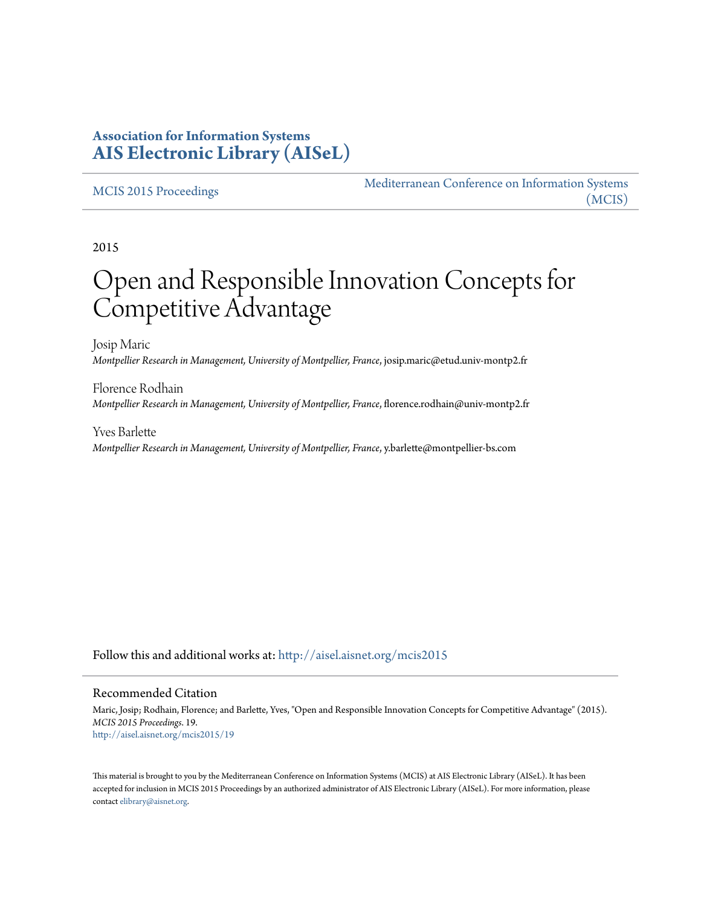**Association for Information Systems**
**AIS Electronic Library (AISeL)**

MCIS 2015 Proceedings | Mediterranean Conference on Information Systems (MCIS)

2015

# Open and Responsible Innovation Concepts for Competitive Advantage

Josip Maric
*Montpellier Research in Management, University of Montpellier, France*, josip.maric@etud.univ-montp2.fr

Florence Rodhain
*Montpellier Research in Management, University of Montpellier, France*, florence.rodhain@univ-montp2.fr

Yves Barlette
*Montpellier Research in Management, University of Montpellier, France*, y.barlette@montpellier-bs.com

Follow this and additional works at: http://aisel.aisnet.org/mcis2015

## Recommended Citation

Maric, Josip; Rodhain, Florence; and Barlette, Yves, "Open and Responsible Innovation Concepts for Competitive Advantage" (2015). *MCIS 2015 Proceedings*. 19.
http://aisel.aisnet.org/mcis2015/19

This material is brought to you by the Mediterranean Conference on Information Systems (MCIS) at AIS Electronic Library (AISeL). It has been accepted for inclusion in MCIS 2015 Proceedings by an authorized administrator of AIS Electronic Library (AISeL). For more information, please contact elibrary@aisnet.org.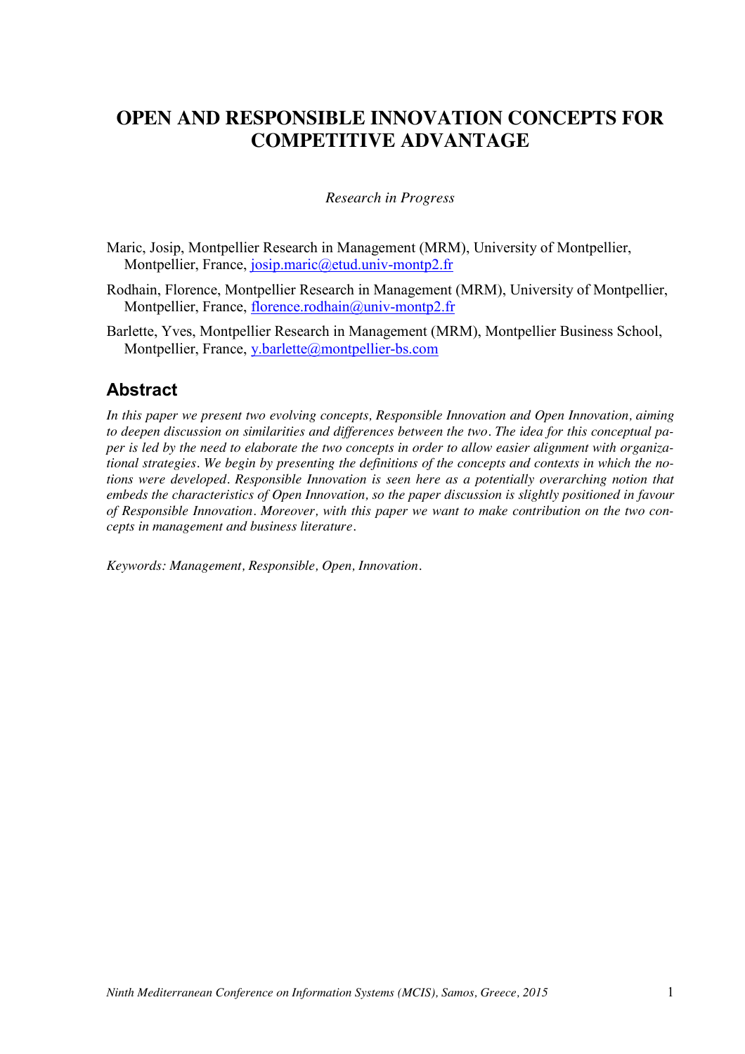# OPEN AND RESPONSIBLE INNOVATION CONCEPTS FOR COMPETITIVE ADVANTAGE

*Research in Progress*

Maric, Josip, Montpellier Research in Management (MRM), University of Montpellier, Montpellier, France, josip.maric@etud.univ-montp2.fr

Rodhain, Florence, Montpellier Research in Management (MRM), University of Montpellier, Montpellier, France, florence.rodhain@univ-montp2.fr

Barlette, Yves, Montpellier Research in Management (MRM), Montpellier Business School, Montpellier, France, y.barlette@montpellier-bs.com

## Abstract

*In this paper we present two evolving concepts, Responsible Innovation and Open Innovation, aiming to deepen discussion on similarities and differences between the two. The idea for this conceptual paper is led by the need to elaborate the two concepts in order to allow easier alignment with organizational strategies. We begin by presenting the definitions of the concepts and contexts in which the notions were developed. Responsible Innovation is seen here as a potentially overarching notion that embeds the characteristics of Open Innovation, so the paper discussion is slightly positioned in favour of Responsible Innovation. Moreover, with this paper we want to make contribution on the two concepts in management and business literature.*

*Keywords: Management, Responsible, Open, Innovation.*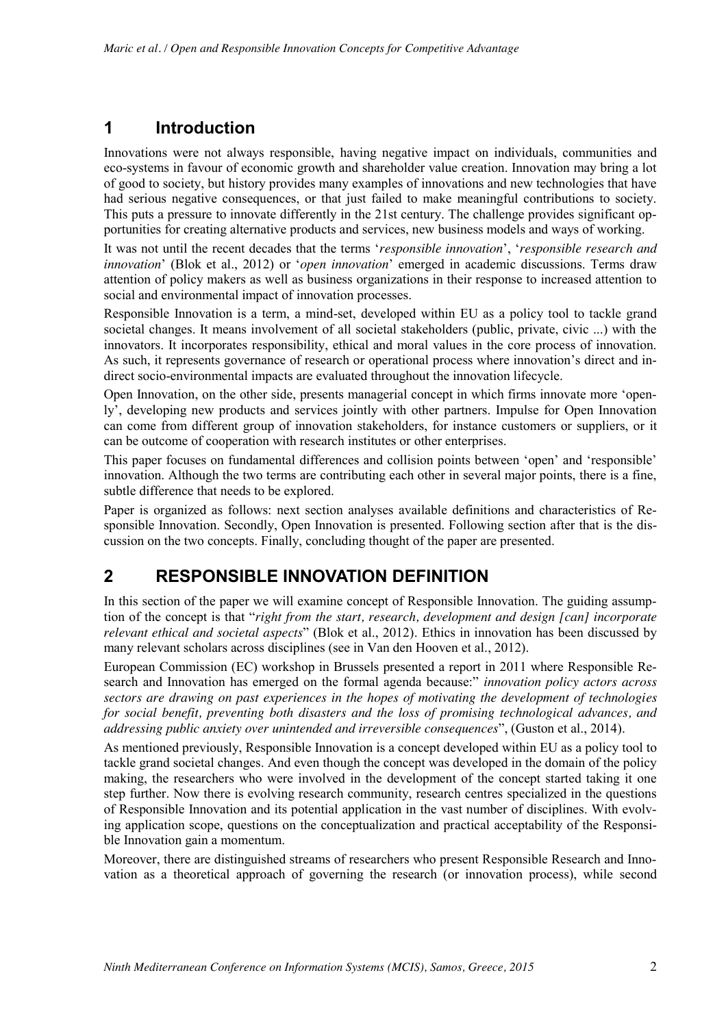# 1 Introduction

Innovations were not always responsible, having negative impact on individuals, communities and eco-systems in favour of economic growth and shareholder value creation. Innovation may bring a lot of good to society, but history provides many examples of innovations and new technologies that have had serious negative consequences, or that just failed to make meaningful contributions to society. This puts a pressure to innovate differently in the 21st century. The challenge provides significant opportunities for creating alternative products and services, new business models and ways of working.

It was not until the recent decades that the terms '*responsible innovation*', '*responsible research and innovation*' (Blok et al., 2012) or '*open innovation*' emerged in academic discussions. Terms draw attention of policy makers as well as business organizations in their response to increased attention to social and environmental impact of innovation processes.

Responsible Innovation is a term, a mind-set, developed within EU as a policy tool to tackle grand societal changes. It means involvement of all societal stakeholders (public, private, civic ...) with the innovators. It incorporates responsibility, ethical and moral values in the core process of innovation. As such, it represents governance of research or operational process where innovation's direct and indirect socio-environmental impacts are evaluated throughout the innovation lifecycle.

Open Innovation, on the other side, presents managerial concept in which firms innovate more 'openly', developing new products and services jointly with other partners. Impulse for Open Innovation can come from different group of innovation stakeholders, for instance customers or suppliers, or it can be outcome of cooperation with research institutes or other enterprises.

This paper focuses on fundamental differences and collision points between 'open' and 'responsible' innovation. Although the two terms are contributing each other in several major points, there is a fine, subtle difference that needs to be explored.

Paper is organized as follows: next section analyses available definitions and characteristics of Responsible Innovation. Secondly, Open Innovation is presented. Following section after that is the discussion on the two concepts. Finally, concluding thought of the paper are presented.

# 2 RESPONSIBLE INNOVATION DEFINITION

In this section of the paper we will examine concept of Responsible Innovation. The guiding assumption of the concept is that "*right from the start, research, development and design [can] incorporate relevant ethical and societal aspects*" (Blok et al., 2012). Ethics in innovation has been discussed by many relevant scholars across disciplines (see in Van den Hooven et al., 2012).

European Commission (EC) workshop in Brussels presented a report in 2011 where Responsible Research and Innovation has emerged on the formal agenda because:" *innovation policy actors across sectors are drawing on past experiences in the hopes of motivating the development of technologies for social benefit, preventing both disasters and the loss of promising technological advances, and addressing public anxiety over unintended and irreversible consequences*", (Guston et al., 2014).

As mentioned previously, Responsible Innovation is a concept developed within EU as a policy tool to tackle grand societal changes. And even though the concept was developed in the domain of the policy making, the researchers who were involved in the development of the concept started taking it one step further. Now there is evolving research community, research centres specialized in the questions of Responsible Innovation and its potential application in the vast number of disciplines. With evolving application scope, questions on the conceptualization and practical acceptability of the Responsible Innovation gain a momentum.

Moreover, there are distinguished streams of researchers who present Responsible Research and Innovation as a theoretical approach of governing the research (or innovation process), while second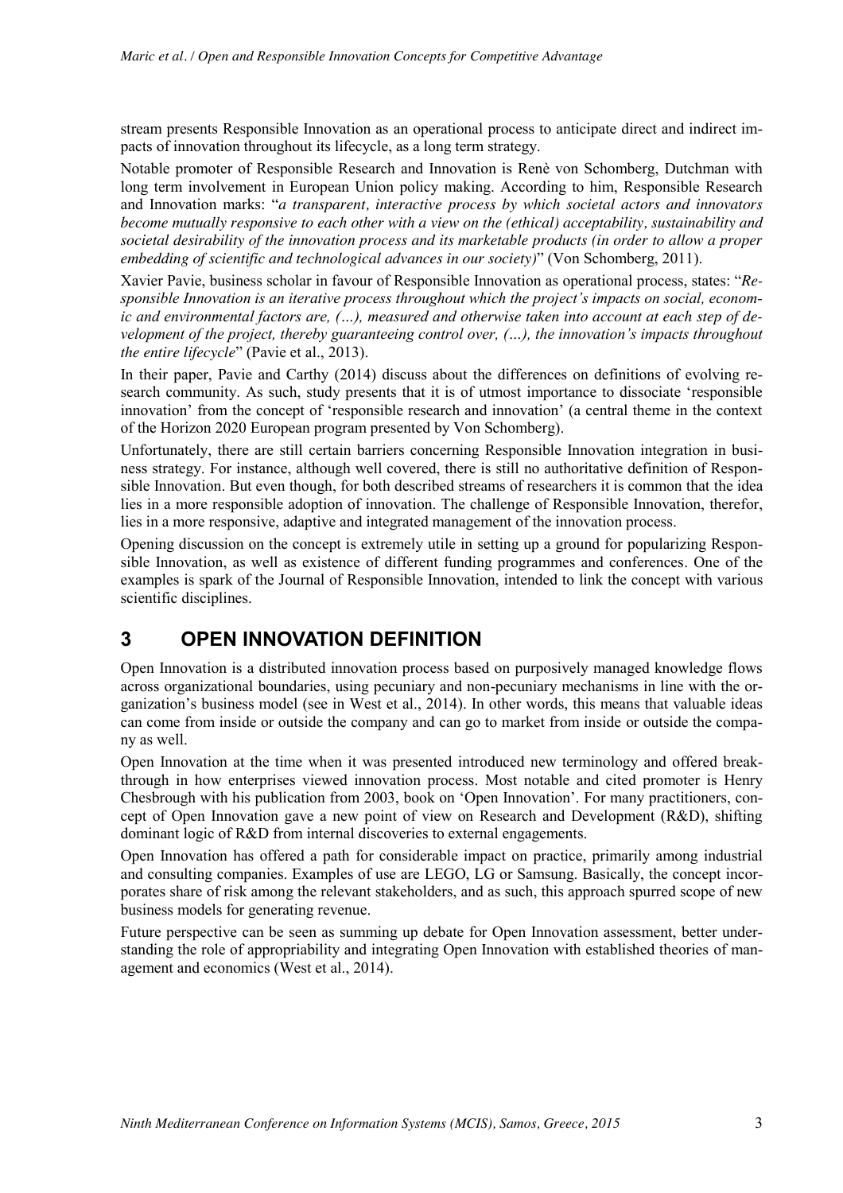stream presents Responsible Innovation as an operational process to anticipate direct and indirect impacts of innovation throughout its lifecycle, as a long term strategy.

Notable promoter of Responsible Research and Innovation is Renè von Schomberg, Dutchman with long term involvement in European Union policy making. According to him, Responsible Research and Innovation marks: "*a transparent, interactive process by which societal actors and innovators become mutually responsive to each other with a view on the (ethical) acceptability, sustainability and societal desirability of the innovation process and its marketable products (in order to allow a proper embedding of scientific and technological advances in our society)*" (Von Schomberg, 2011).

Xavier Pavie, business scholar in favour of Responsible Innovation as operational process, states: "*Responsible Innovation is an iterative process throughout which the project's impacts on social, economic and environmental factors are, (…), measured and otherwise taken into account at each step of development of the project, thereby guaranteeing control over, (…), the innovation's impacts throughout the entire lifecycle*" (Pavie et al., 2013).

In their paper, Pavie and Carthy (2014) discuss about the differences on definitions of evolving research community. As such, study presents that it is of utmost importance to dissociate 'responsible innovation' from the concept of 'responsible research and innovation' (a central theme in the context of the Horizon 2020 European program presented by Von Schomberg).

Unfortunately, there are still certain barriers concerning Responsible Innovation integration in business strategy. For instance, although well covered, there is still no authoritative definition of Responsible Innovation. But even though, for both described streams of researchers it is common that the idea lies in a more responsible adoption of innovation. The challenge of Responsible Innovation, therefor, lies in a more responsive, adaptive and integrated management of the innovation process.

Opening discussion on the concept is extremely utile in setting up a ground for popularizing Responsible Innovation, as well as existence of different funding programmes and conferences. One of the examples is spark of the Journal of Responsible Innovation, intended to link the concept with various scientific disciplines.

# 3 OPEN INNOVATION DEFINITION

Open Innovation is a distributed innovation process based on purposively managed knowledge flows across organizational boundaries, using pecuniary and non-pecuniary mechanisms in line with the organization's business model (see in West et al., 2014). In other words, this means that valuable ideas can come from inside or outside the company and can go to market from inside or outside the company as well.

Open Innovation at the time when it was presented introduced new terminology and offered breakthrough in how enterprises viewed innovation process. Most notable and cited promoter is Henry Chesbrough with his publication from 2003, book on 'Open Innovation'. For many practitioners, concept of Open Innovation gave a new point of view on Research and Development (R&D), shifting dominant logic of R&D from internal discoveries to external engagements.

Open Innovation has offered a path for considerable impact on practice, primarily among industrial and consulting companies. Examples of use are LEGO, LG or Samsung. Basically, the concept incorporates share of risk among the relevant stakeholders, and as such, this approach spurred scope of new business models for generating revenue.

Future perspective can be seen as summing up debate for Open Innovation assessment, better understanding the role of appropriability and integrating Open Innovation with established theories of management and economics (West et al., 2014).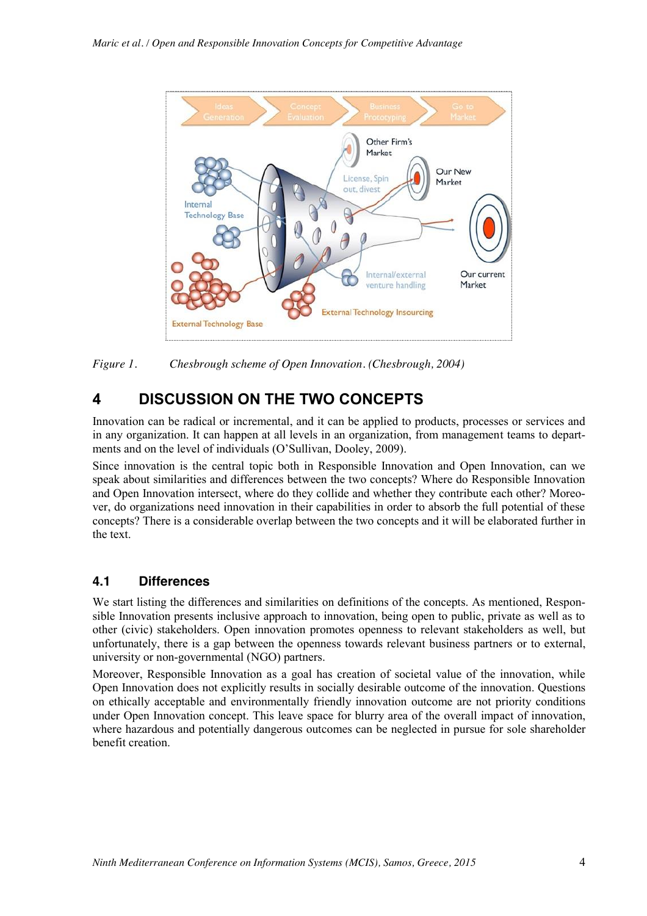*Figure 1. Chesbrough scheme of Open Innovation. (Chesbrough, 2004)*

# 4 DISCUSSION ON THE TWO CONCEPTS

Innovation can be radical or incremental, and it can be applied to products, processes or services and in any organization. It can happen at all levels in an organization, from management teams to departments and on the level of individuals (O'Sullivan, Dooley, 2009).

Since innovation is the central topic both in Responsible Innovation and Open Innovation, can we speak about similarities and differences between the two concepts? Where do Responsible Innovation and Open Innovation intersect, where do they collide and whether they contribute each other? Moreover, do organizations need innovation in their capabilities in order to absorb the full potential of these concepts? There is a considerable overlap between the two concepts and it will be elaborated further in the text.

## 4.1 Differences

We start listing the differences and similarities on definitions of the concepts. As mentioned, Responsible Innovation presents inclusive approach to innovation, being open to public, private as well as to other (civic) stakeholders. Open innovation promotes openness to relevant stakeholders as well, but unfortunately, there is a gap between the openness towards relevant business partners or to external, university or non-governmental (NGO) partners.

Moreover, Responsible Innovation as a goal has creation of societal value of the innovation, while Open Innovation does not explicitly results in socially desirable outcome of the innovation. Questions on ethically acceptable and environmentally friendly innovation outcome are not priority conditions under Open Innovation concept. This leave space for blurry area of the overall impact of innovation, where hazardous and potentially dangerous outcomes can be neglected in pursue for sole shareholder benefit creation.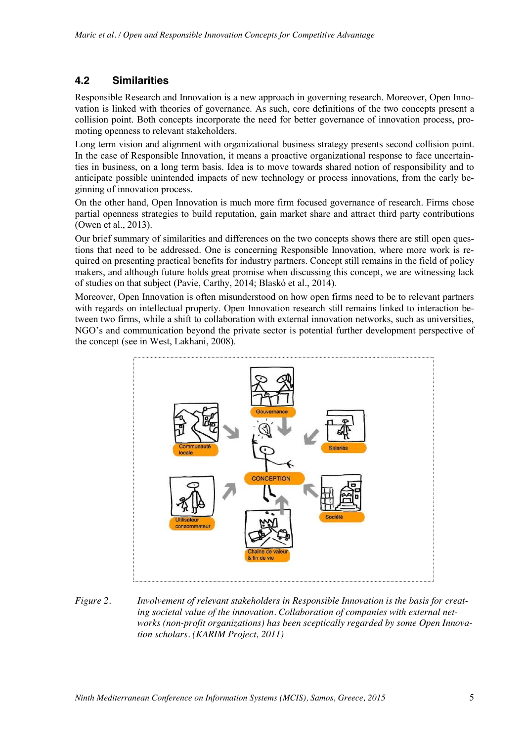## 4.2 Similarities

Responsible Research and Innovation is a new approach in governing research. Moreover, Open Innovation is linked with theories of governance. As such, core definitions of the two concepts present a collision point. Both concepts incorporate the need for better governance of innovation process, promoting openness to relevant stakeholders.

Long term vision and alignment with organizational business strategy presents second collision point. In the case of Responsible Innovation, it means a proactive organizational response to face uncertainties in business, on a long term basis. Idea is to move towards shared notion of responsibility and to anticipate possible unintended impacts of new technology or process innovations, from the early beginning of innovation process.

On the other hand, Open Innovation is much more firm focused governance of research. Firms chose partial openness strategies to build reputation, gain market share and attract third party contributions (Owen et al., 2013).

Our brief summary of similarities and differences on the two concepts shows there are still open questions that need to be addressed. One is concerning Responsible Innovation, where more work is required on presenting practical benefits for industry partners. Concept still remains in the field of policy makers, and although future holds great promise when discussing this concept, we are witnessing lack of studies on that subject (Pavie, Carthy, 2014; Blaskó et al., 2014).

Moreover, Open Innovation is often misunderstood on how open firms need to be to relevant partners with regards on intellectual property. Open Innovation research still remains linked to interaction between two firms, while a shift to collaboration with external innovation networks, such as universities, NGO's and communication beyond the private sector is potential further development perspective of the concept (see in West, Lakhani, 2008).

*Figure 2. Involvement of relevant stakeholders in Responsible Innovation is the basis for creating societal value of the innovation. Collaboration of companies with external networks (non-profit organizations) has been sceptically regarded by some Open Innovation scholars. (KARIM Project, 2011)*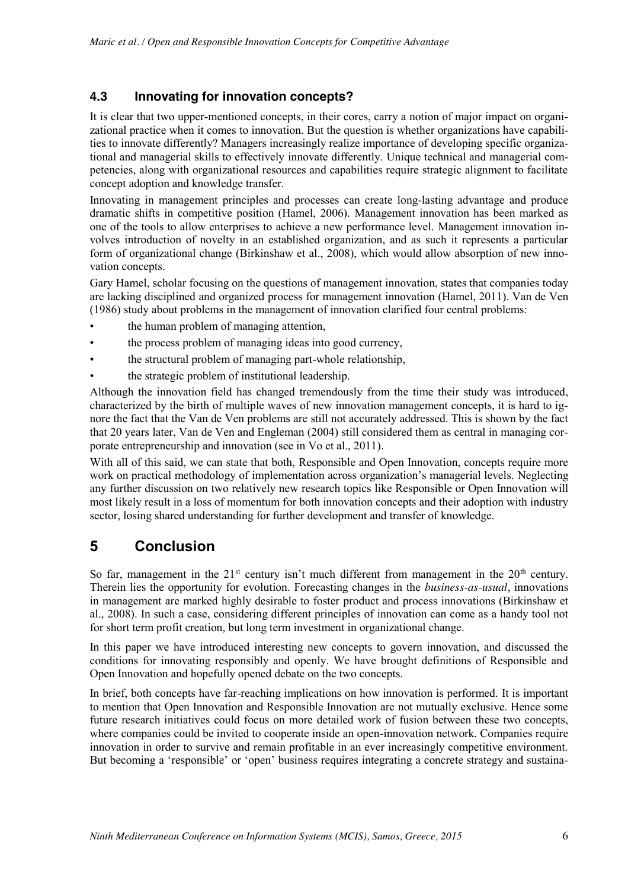### 4.3 Innovating for innovation concepts?

It is clear that two upper-mentioned concepts, in their cores, carry a notion of major impact on organizational practice when it comes to innovation. But the question is whether organizations have capabilities to innovate differently? Managers increasingly realize importance of developing specific organizational and managerial skills to effectively innovate differently. Unique technical and managerial competencies, along with organizational resources and capabilities require strategic alignment to facilitate concept adoption and knowledge transfer.

Innovating in management principles and processes can create long-lasting advantage and produce dramatic shifts in competitive position (Hamel, 2006). Management innovation has been marked as one of the tools to allow enterprises to achieve a new performance level. Management innovation involves introduction of novelty in an established organization, and as such it represents a particular form of organizational change (Birkinshaw et al., 2008), which would allow absorption of new innovation concepts.

Gary Hamel, scholar focusing on the questions of management innovation, states that companies today are lacking disciplined and organized process for management innovation (Hamel, 2011). Van de Ven (1986) study about problems in the management of innovation clarified four central problems:

- the human problem of managing attention,
- the process problem of managing ideas into good currency,
- the structural problem of managing part-whole relationship,
- the strategic problem of institutional leadership.

Although the innovation field has changed tremendously from the time their study was introduced, characterized by the birth of multiple waves of new innovation management concepts, it is hard to ignore the fact that the Van de Ven problems are still not accurately addressed. This is shown by the fact that 20 years later, Van de Ven and Engleman (2004) still considered them as central in managing corporate entrepreneurship and innovation (see in Vo et al., 2011).

With all of this said, we can state that both, Responsible and Open Innovation, concepts require more work on practical methodology of implementation across organization's managerial levels. Neglecting any further discussion on two relatively new research topics like Responsible or Open Innovation will most likely result in a loss of momentum for both innovation concepts and their adoption with industry sector, losing shared understanding for further development and transfer of knowledge.

## 5 Conclusion

So far, management in the 21[st] century isn't much different from management in the 20[th] century. Therein lies the opportunity for evolution. Forecasting changes in the *business-as-usual*, innovations in management are marked highly desirable to foster product and process innovations (Birkinshaw et al., 2008). In such a case, considering different principles of innovation can come as a handy tool not for short term profit creation, but long term investment in organizational change.

In this paper we have introduced interesting new concepts to govern innovation, and discussed the conditions for innovating responsibly and openly. We have brought definitions of Responsible and Open Innovation and hopefully opened debate on the two concepts.

In brief, both concepts have far-reaching implications on how innovation is performed. It is important to mention that Open Innovation and Responsible Innovation are not mutually exclusive. Hence some future research initiatives could focus on more detailed work of fusion between these two concepts, where companies could be invited to cooperate inside an open-innovation network. Companies require innovation in order to survive and remain profitable in an ever increasingly competitive environment. But becoming a 'responsible' or 'open' business requires integrating a concrete strategy and sustaina-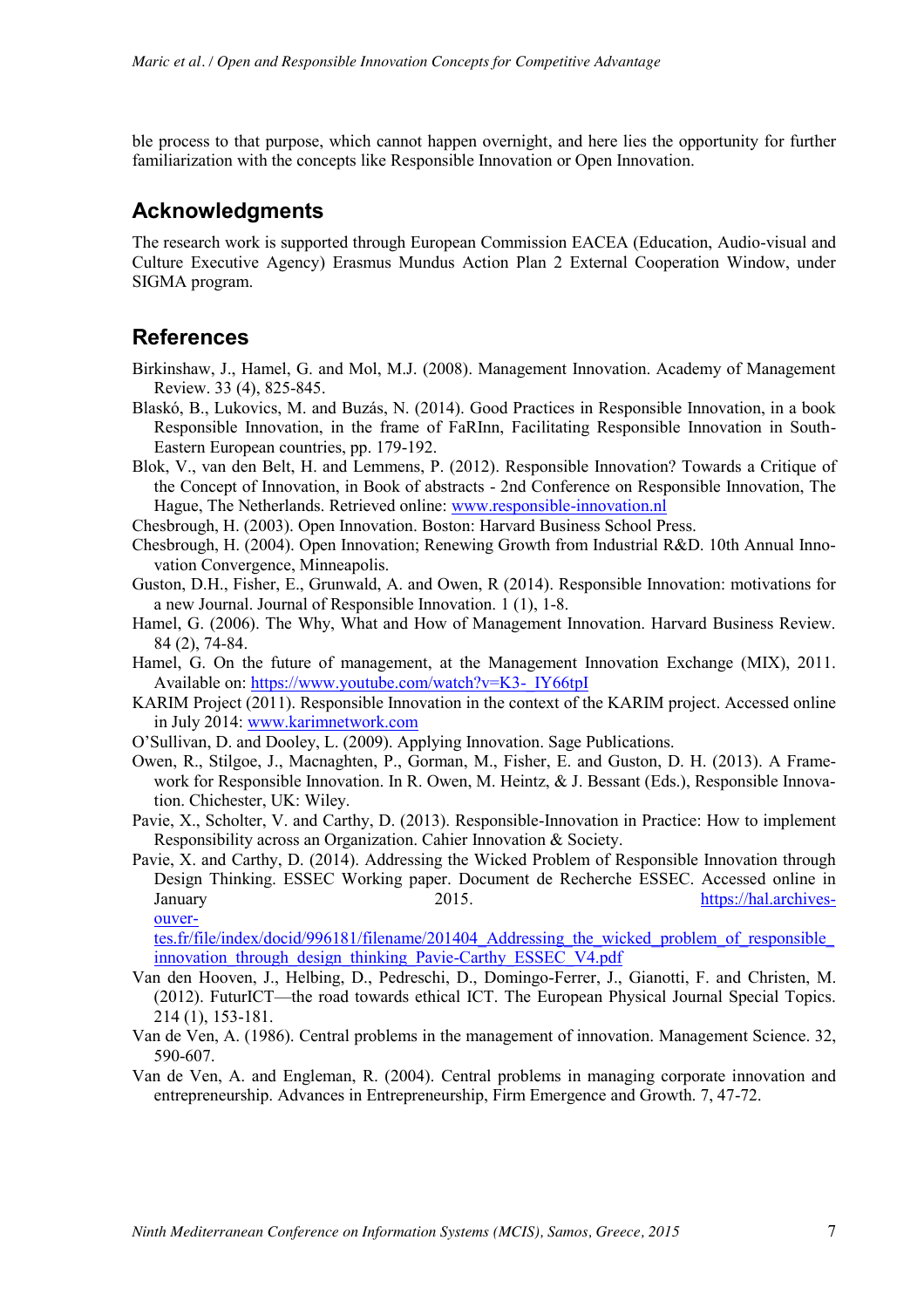ble process to that purpose, which cannot happen overnight, and here lies the opportunity for further familiarization with the concepts like Responsible Innovation or Open Innovation.

## Acknowledgments

The research work is supported through European Commission EACEA (Education, Audio-visual and Culture Executive Agency) Erasmus Mundus Action Plan 2 External Cooperation Window, under SIGMA program.

## References

Birkinshaw, J., Hamel, G. and Mol, M.J. (2008). Management Innovation. Academy of Management Review. 33 (4), 825-845.

Blaskó, B., Lukovics, M. and Buzás, N. (2014). Good Practices in Responsible Innovation, in a book Responsible Innovation, in the frame of FaRInn, Facilitating Responsible Innovation in South-Eastern European countries, pp. 179-192.

Blok, V., van den Belt, H. and Lemmens, P. (2012). Responsible Innovation? Towards a Critique of the Concept of Innovation, in Book of abstracts - 2nd Conference on Responsible Innovation, The Hague, The Netherlands. Retrieved online: www.responsible-innovation.nl

Chesbrough, H. (2003). Open Innovation. Boston: Harvard Business School Press.

Chesbrough, H. (2004). Open Innovation; Renewing Growth from Industrial R&D. 10th Annual Innovation Convergence, Minneapolis.

Guston, D.H., Fisher, E., Grunwald, A. and Owen, R (2014). Responsible Innovation: motivations for a new Journal. Journal of Responsible Innovation. 1 (1), 1-8.

Hamel, G. (2006). The Why, What and How of Management Innovation. Harvard Business Review. 84 (2), 74-84.

Hamel, G. On the future of management, at the Management Innovation Exchange (MIX), 2011. Available on: https://www.youtube.com/watch?v=K3-_IY66tpI

KARIM Project (2011). Responsible Innovation in the context of the KARIM project. Accessed online in July 2014: www.karimnetwork.com

O'Sullivan, D. and Dooley, L. (2009). Applying Innovation. Sage Publications.

Owen, R., Stilgoe, J., Macnaghten, P., Gorman, M., Fisher, E. and Guston, D. H. (2013). A Framework for Responsible Innovation. In R. Owen, M. Heintz, & J. Bessant (Eds.), Responsible Innovation. Chichester, UK: Wiley.

Pavie, X., Scholter, V. and Carthy, D. (2013). Responsible-Innovation in Practice: How to implement Responsibility across an Organization. Cahier Innovation & Society.

Pavie, X. and Carthy, D. (2014). Addressing the Wicked Problem of Responsible Innovation through Design Thinking. ESSEC Working paper. Document de Recherche ESSEC. Accessed online in January 2015. https://hal.archives-ouvertes.fr/file/index/docid/996181/filename/201404_Addressing_the_wicked_problem_of_responsible_innovation_through_design_thinking_Pavie-Carthy_ESSEC_V4.pdf

Van den Hooven, J., Helbing, D., Pedreschi, D., Domingo-Ferrer, J., Gianotti, F. and Christen, M. (2012). FuturICT—the road towards ethical ICT. The European Physical Journal Special Topics. 214 (1), 153-181.

Van de Ven, A. (1986). Central problems in the management of innovation. Management Science. 32, 590-607.

Van de Ven, A. and Engleman, R. (2004). Central problems in managing corporate innovation and entrepreneurship. Advances in Entrepreneurship, Firm Emergence and Growth. 7, 47-72.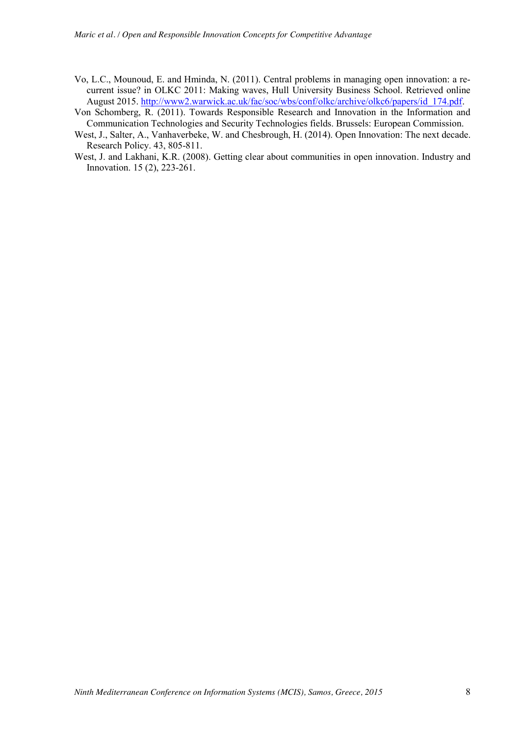Vo, L.C., Mounoud, E. and Hminda, N. (2011). Central problems in managing open innovation: a recurrent issue? in OLKC 2011: Making waves, Hull University Business School. Retrieved online August 2015. http://www2.warwick.ac.uk/fac/soc/wbs/conf/olkc/archive/olkc6/papers/id_174.pdf.

Von Schomberg, R. (2011). Towards Responsible Research and Innovation in the Information and Communication Technologies and Security Technologies fields. Brussels: European Commission.

West, J., Salter, A., Vanhaverbeke, W. and Chesbrough, H. (2014). Open Innovation: The next decade. Research Policy. 43, 805-811.

West, J. and Lakhani, K.R. (2008). Getting clear about communities in open innovation. Industry and Innovation. 15 (2), 223-261.